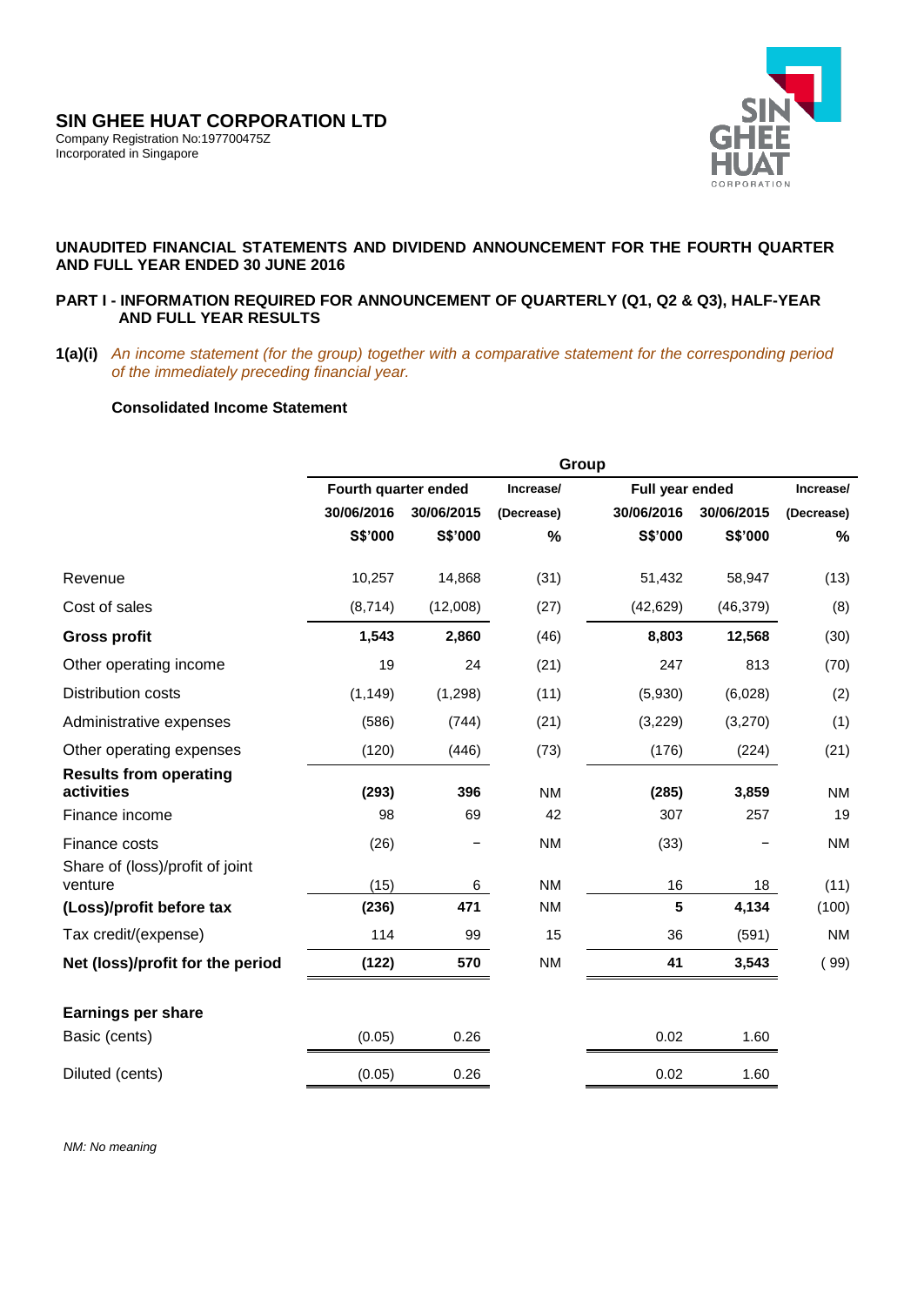# SIN GHEE HUAT CORPORATION LTD

Company Registration No:197700475Z
Incorporated in Singapore

## UNAUDITED FINANCIAL STATEMENTS AND DIVIDEND ANNOUNCEMENT FOR THE FOURTH QUARTER AND FULL YEAR ENDED 30 JUNE 2016

## PART I - INFORMATION REQUIRED FOR ANNOUNCEMENT OF QUARTERLY (Q1, Q2 & Q3), HALF-YEAR AND FULL YEAR RESULTS

**1(a)(i)** *An income statement (for the group) together with a comparative statement for the corresponding period of the immediately preceding financial year.*

**Consolidated Income Statement**

| | Group | | | | | |
|---|---|---|---|---|---|---|
| | Fourth quarter ended | | Increase/ | Full year ended | | Increase/ |
| | 30/06/2016 | 30/06/2015 | (Decrease) | 30/06/2016 | 30/06/2015 | (Decrease) |
| | S$'000 | S$'000 | % | S$'000 | S$'000 | % |
| Revenue | 10,257 | 14,868 | (31) | 51,432 | 58,947 | (13) |
| Cost of sales | (8,714) | (12,008) | (27) | (42,629) | (46,379) | (8) |
| **Gross profit** | **1,543** | **2,860** | (46) | **8,803** | **12,568** | (30) |
| Other operating income | 19 | 24 | (21) | 247 | 813 | (70) |
| Distribution costs | (1,149) | (1,298) | (11) | (5,930) | (6,028) | (2) |
| Administrative expenses | (586) | (744) | (21) | (3,229) | (3,270) | (1) |
| Other operating expenses | (120) | (446) | (73) | (176) | (224) | (21) |
| **Results from operating activities** | **(293)** | **396** | NM | **(285)** | **3,859** | NM |
| Finance income | 98 | 69 | 42 | 307 | 257 | 19 |
| Finance costs | (26) | – | NM | (33) | – | NM |
| Share of (loss)/profit of joint venture | (15) | 6 | NM | 16 | 18 | (11) |
| **(Loss)/profit before tax** | **(236)** | **471** | NM | **5** | **4,134** | (100) |
| Tax credit/(expense) | 114 | 99 | 15 | 36 | (591) | NM |
| **Net (loss)/profit for the period** | **(122)** | **570** | NM | **41** | **3,543** | ( 99) |
| | | | | | | |
| **Earnings per share** | | | | | | |
| Basic (cents) | (0.05) | 0.26 | | 0.02 | 1.60 | |
| Diluted (cents) | (0.05) | 0.26 | | 0.02 | 1.60 | |

*NM: No meaning*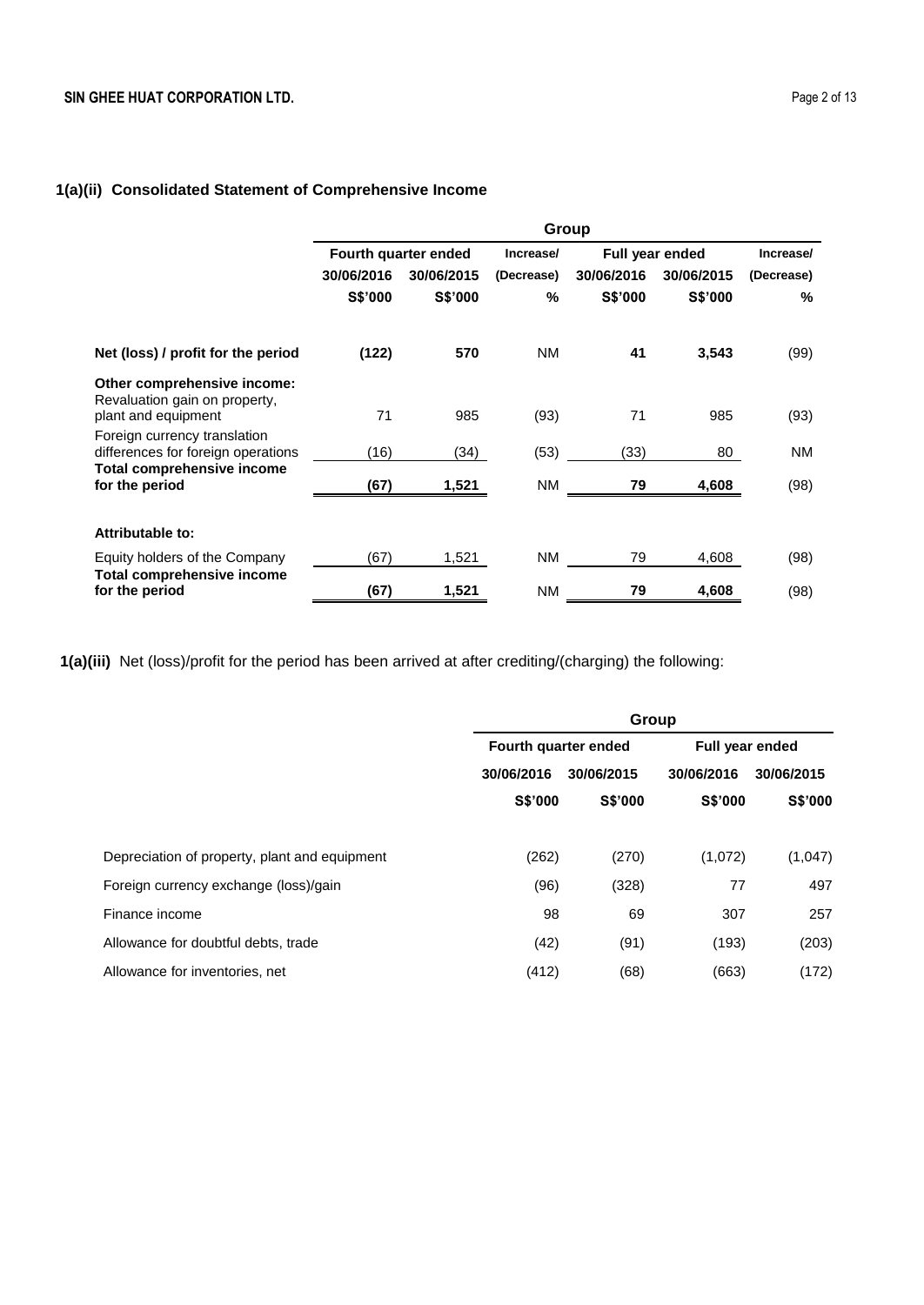### 1(a)(ii) Consolidated Statement of Comprehensive Income

| | Group | | | | | |
|---|---|---|---|---|---|---|
| | Fourth quarter ended | | Increase/ | Full year ended | | Increase/ |
| | 30/06/2016 | 30/06/2015 | (Decrease) | 30/06/2016 | 30/06/2015 | (Decrease) |
| | S$'000 | S$'000 | % | S$'000 | S$'000 | % |
| **Net (loss) / profit for the period** | **(122)** | **570** | NM | **41** | **3,543** | (99) |
| **Other comprehensive income:** | | | | | | |
| Revaluation gain on property, plant and equipment | 71 | 985 | (93) | 71 | 985 | (93) |
| Foreign currency translation differences for foreign operations | (16) | (34) | (53) | (33) | 80 | NM |
| **Total comprehensive income for the period** | **(67)** | **1,521** | NM | **79** | **4,608** | (98) |
| **Attributable to:** | | | | | | |
| Equity holders of the Company | (67) | 1,521 | NM | 79 | 4,608 | (98) |
| **Total comprehensive income for the period** | **(67)** | **1,521** | NM | **79** | **4,608** | (98) |

**1(a)(iii)** Net (loss)/profit for the period has been arrived at after crediting/(charging) the following:

| | Group | | | |
|---|---|---|---|---|
| | Fourth quarter ended | | Full year ended | |
| | 30/06/2016 | 30/06/2015 | 30/06/2016 | 30/06/2015 |
| | S$'000 | S$'000 | S$'000 | S$'000 |
| Depreciation of property, plant and equipment | (262) | (270) | (1,072) | (1,047) |
| Foreign currency exchange (loss)/gain | (96) | (328) | 77 | 497 |
| Finance income | 98 | 69 | 307 | 257 |
| Allowance for doubtful debts, trade | (42) | (91) | (193) | (203) |
| Allowance for inventories, net | (412) | (68) | (663) | (172) |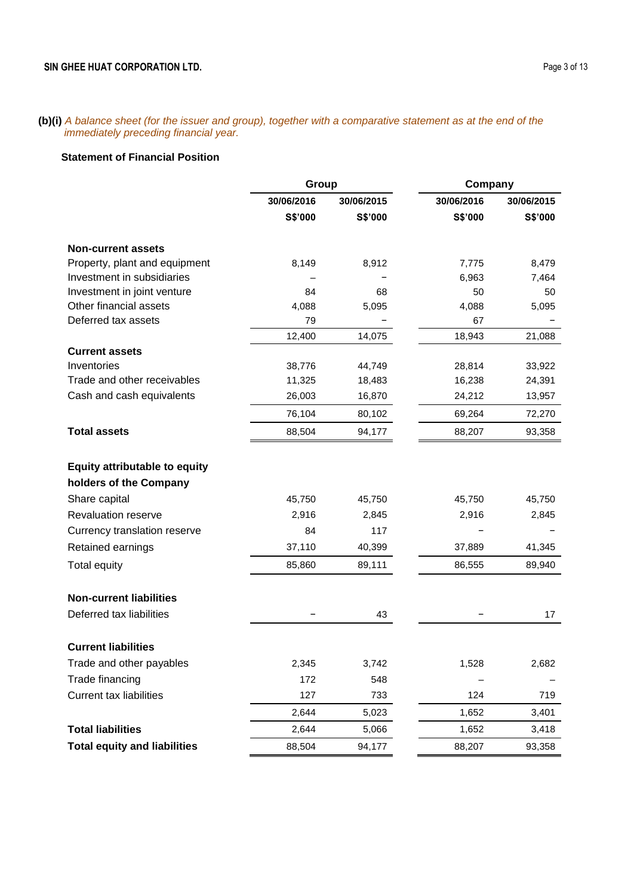**(b)(i)** *A balance sheet (for the issuer and group), together with a comparative statement as at the end of the immediately preceding financial year.*

**Statement of Financial Position**

| | Group | | Company | |
|---|---|---|---|---|
| | 30/06/2016 | 30/06/2015 | 30/06/2016 | 30/06/2015 |
| | S$'000 | S$'000 | S$'000 | S$'000 |
| **Non-current assets** | | | | |
| Property, plant and equipment | 8,149 | 8,912 | 7,775 | 8,479 |
| Investment in subsidiaries | – | – | 6,963 | 7,464 |
| Investment in joint venture | 84 | 68 | 50 | 50 |
| Other financial assets | 4,088 | 5,095 | 4,088 | 5,095 |
| Deferred tax assets | 79 | – | 67 | – |
| | 12,400 | 14,075 | 18,943 | 21,088 |
| **Current assets** | | | | |
| Inventories | 38,776 | 44,749 | 28,814 | 33,922 |
| Trade and other receivables | 11,325 | 18,483 | 16,238 | 24,391 |
| Cash and cash equivalents | 26,003 | 16,870 | 24,212 | 13,957 |
| | 76,104 | 80,102 | 69,264 | 72,270 |
| **Total assets** | 88,504 | 94,177 | 88,207 | 93,358 |
| **Equity attributable to equity holders of the Company** | | | | |
| Share capital | 45,750 | 45,750 | 45,750 | 45,750 |
| Revaluation reserve | 2,916 | 2,845 | 2,916 | 2,845 |
| Currency translation reserve | 84 | 117 | – | – |
| Retained earnings | 37,110 | 40,399 | 37,889 | 41,345 |
| Total equity | 85,860 | 89,111 | 86,555 | 89,940 |
| **Non-current liabilities** | | | | |
| Deferred tax liabilities | – | 43 | – | 17 |
| **Current liabilities** | | | | |
| Trade and other payables | 2,345 | 3,742 | 1,528 | 2,682 |
| Trade financing | 172 | 548 | – | – |
| Current tax liabilities | 127 | 733 | 124 | 719 |
| | 2,644 | 5,023 | 1,652 | 3,401 |
| **Total liabilities** | 2,644 | 5,066 | 1,652 | 3,418 |
| **Total equity and liabilities** | 88,504 | 94,177 | 88,207 | 93,358 |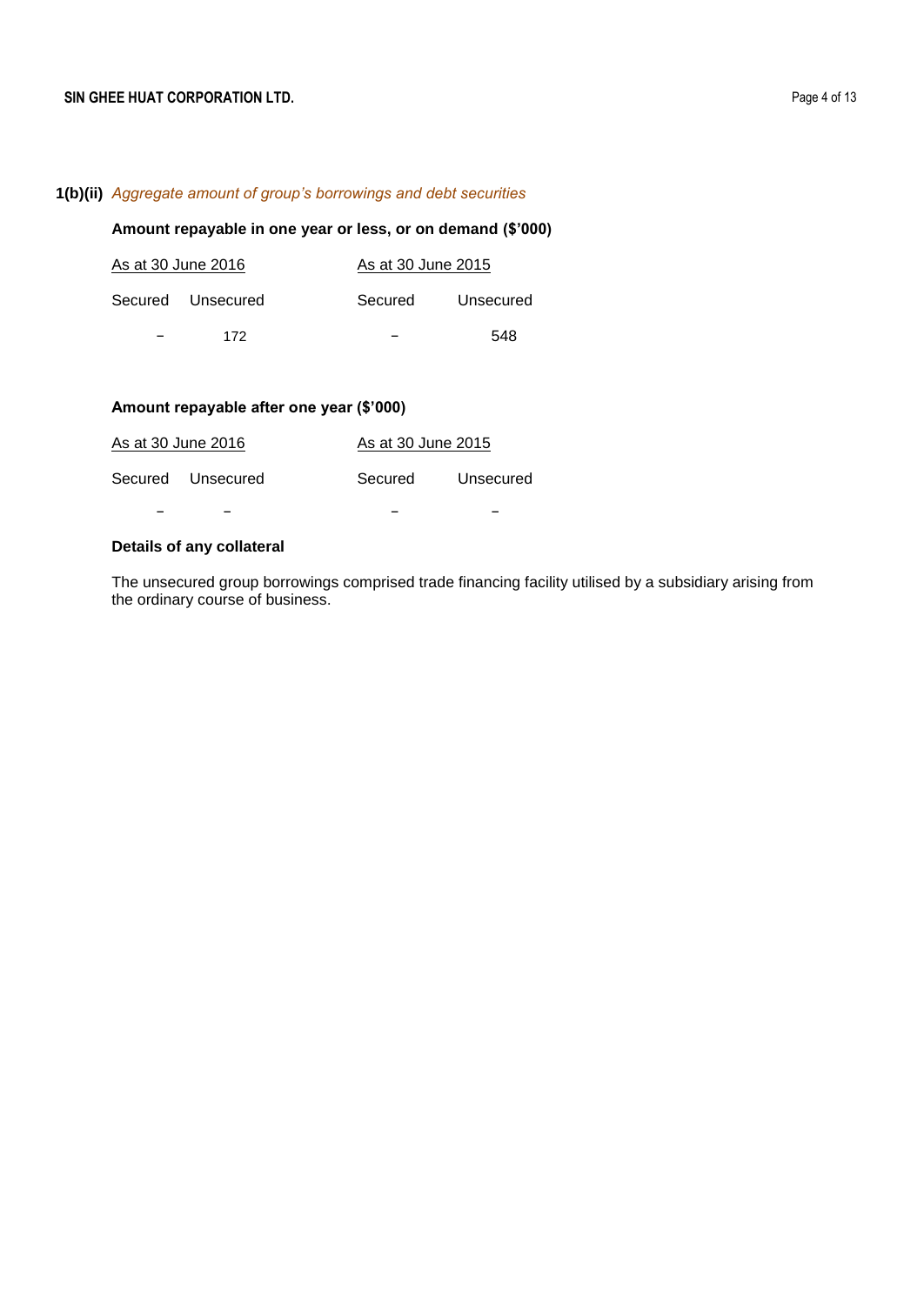**1(b)(ii)** *Aggregate amount of group's borrowings and debt securities*

**Amount repayable in one year or less, or on demand ($'000)**

| As at 30 June 2016 | | As at 30 June 2015 | |
|---|---|---|---|
| Secured | Unsecured | Secured | Unsecured |
| – | 172 | – | 548 |

**Amount repayable after one year ($'000)**

| As at 30 June 2016 | | As at 30 June 2015 | |
|---|---|---|---|
| Secured | Unsecured | Secured | Unsecured |
| – | – | – | – |

**Details of any collateral**

The unsecured group borrowings comprised trade financing facility utilised by a subsidiary arising from the ordinary course of business.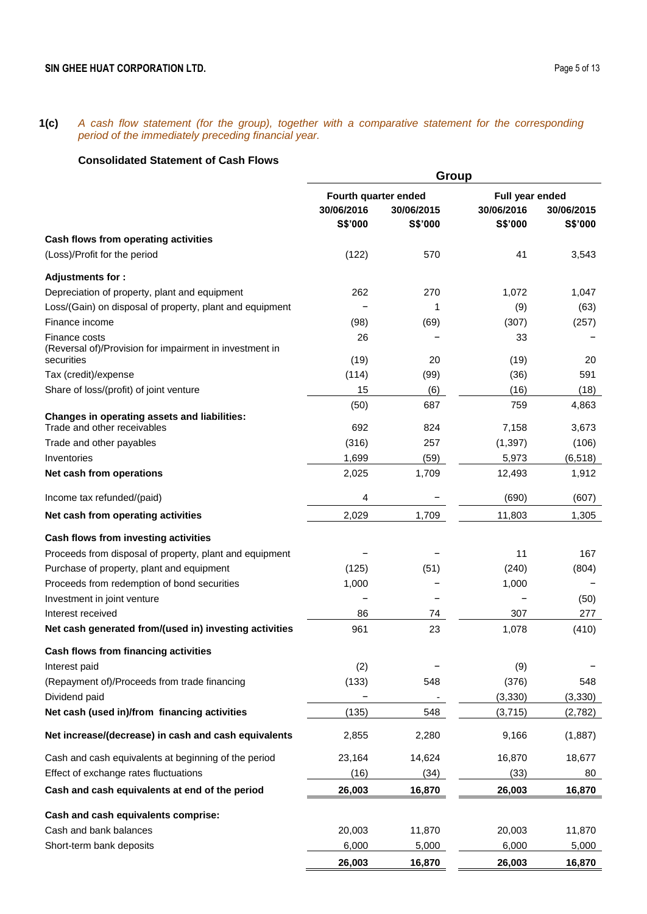**1(c)** *A cash flow statement (for the group), together with a comparative statement for the corresponding period of the immediately preceding financial year.*

**Consolidated Statement of Cash Flows**

| | Group | | | |
|---|---|---|---|---|
| | Fourth quarter ended | | Full year ended | |
| | 30/06/2016 | 30/06/2015 | 30/06/2016 | 30/06/2015 |
| | S$'000 | S$'000 | S$'000 | S$'000 |
| **Cash flows from operating activities** | | | | |
| (Loss)/Profit for the period | (122) | 570 | 41 | 3,543 |
| **Adjustments for :** | | | | |
| Depreciation of property, plant and equipment | 262 | 270 | 1,072 | 1,047 |
| Loss/(Gain) on disposal of property, plant and equipment | – | 1 | (9) | (63) |
| Finance income | (98) | (69) | (307) | (257) |
| Finance costs | 26 | – | 33 | – |
| (Reversal of)/Provision for impairment in investment in securities | (19) | 20 | (19) | 20 |
| Tax (credit)/expense | (114) | (99) | (36) | 591 |
| Share of loss/(profit) of joint venture | 15 | (6) | (16) | (18) |
| | (50) | 687 | 759 | 4,863 |
| **Changes in operating assets and liabilities:** | | | | |
| Trade and other receivables | 692 | 824 | 7,158 | 3,673 |
| Trade and other payables | (316) | 257 | (1,397) | (106) |
| Inventories | 1,699 | (59) | 5,973 | (6,518) |
| **Net cash from operations** | 2,025 | 1,709 | 12,493 | 1,912 |
| Income tax refunded/(paid) | 4 | – | (690) | (607) |
| **Net cash from operating activities** | 2,029 | 1,709 | 11,803 | 1,305 |
| **Cash flows from investing activities** | | | | |
| Proceeds from disposal of property, plant and equipment | – | – | 11 | 167 |
| Purchase of property, plant and equipment | (125) | (51) | (240) | (804) |
| Proceeds from redemption of bond securities | 1,000 | – | 1,000 | – |
| Investment in joint venture | – | – | – | (50) |
| Interest received | 86 | 74 | 307 | 277 |
| **Net cash generated from/(used in) investing activities** | 961 | 23 | 1,078 | (410) |
| **Cash flows from financing activities** | | | | |
| Interest paid | (2) | – | (9) | – |
| (Repayment of)/Proceeds from trade financing | (133) | 548 | (376) | 548 |
| Dividend paid | – | - | (3,330) | (3,330) |
| **Net cash (used in)/from financing activities** | (135) | 548 | (3,715) | (2,782) |
| **Net increase/(decrease) in cash and cash equivalents** | 2,855 | 2,280 | 9,166 | (1,887) |
| Cash and cash equivalents at beginning of the period | 23,164 | 14,624 | 16,870 | 18,677 |
| Effect of exchange rates fluctuations | (16) | (34) | (33) | 80 |
| **Cash and cash equivalents at end of the period** | **26,003** | **16,870** | **26,003** | **16,870** |
| **Cash and cash equivalents comprise:** | | | | |
| Cash and bank balances | 20,003 | 11,870 | 20,003 | 11,870 |
| Short-term bank deposits | 6,000 | 5,000 | 6,000 | 5,000 |
| | **26,003** | **16,870** | **26,003** | **16,870** |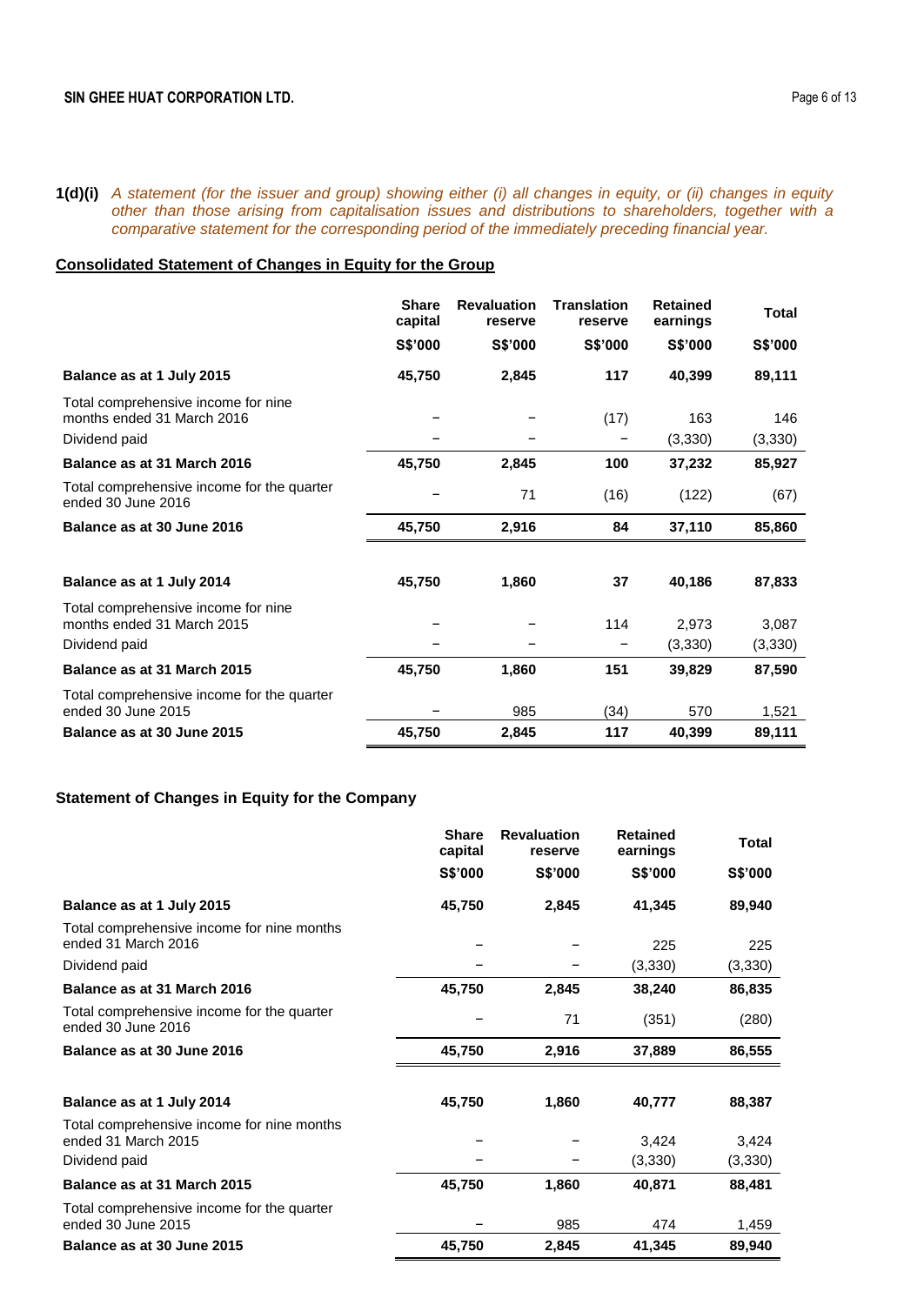**1(d)(i)** *A statement (for the issuer and group) showing either (i) all changes in equity, or (ii) changes in equity other than those arising from capitalisation issues and distributions to shareholders, together with a comparative statement for the corresponding period of the immediately preceding financial year.*

**Consolidated Statement of Changes in Equity for the Group**

| | Share capital | Revaluation reserve | Translation reserve | Retained earnings | Total |
|---|---|---|---|---|---|
| | S$'000 | S$'000 | S$'000 | S$'000 | S$'000 |
| **Balance as at 1 July 2015** | **45,750** | **2,845** | **117** | **40,399** | **89,111** |
| Total comprehensive income for nine months ended 31 March 2016 | – | – | (17) | 163 | 146 |
| Dividend paid | – | – | – | (3,330) | (3,330) |
| **Balance as at 31 March 2016** | **45,750** | **2,845** | **100** | **37,232** | **85,927** |
| Total comprehensive income for the quarter ended 30 June 2016 | – | 71 | (16) | (122) | (67) |
| **Balance as at 30 June 2016** | **45,750** | **2,916** | **84** | **37,110** | **85,860** |
| | | | | | |
| **Balance as at 1 July 2014** | **45,750** | **1,860** | **37** | **40,186** | **87,833** |
| Total comprehensive income for nine months ended 31 March 2015 | – | – | 114 | 2,973 | 3,087 |
| Dividend paid | – | – | – | (3,330) | (3,330) |
| **Balance as at 31 March 2015** | **45,750** | **1,860** | **151** | **39,829** | **87,590** |
| Total comprehensive income for the quarter ended 30 June 2015 | – | 985 | (34) | 570 | 1,521 |
| **Balance as at 30 June 2015** | **45,750** | **2,845** | **117** | **40,399** | **89,111** |

**Statement of Changes in Equity for the Company**

| | Share capital | Revaluation reserve | Retained earnings | Total |
|---|---|---|---|---|
| | S$'000 | S$'000 | S$'000 | S$'000 |
| **Balance as at 1 July 2015** | **45,750** | **2,845** | **41,345** | **89,940** |
| Total comprehensive income for nine months ended 31 March 2016 | – | – | 225 | 225 |
| Dividend paid | – | – | (3,330) | (3,330) |
| **Balance as at 31 March 2016** | **45,750** | **2,845** | **38,240** | **86,835** |
| Total comprehensive income for the quarter ended 30 June 2016 | – | 71 | (351) | (280) |
| **Balance as at 30 June 2016** | **45,750** | **2,916** | **37,889** | **86,555** |
| | | | | |
| **Balance as at 1 July 2014** | **45,750** | **1,860** | **40,777** | **88,387** |
| Total comprehensive income for nine months ended 31 March 2015 | – | – | 3,424 | 3,424 |
| Dividend paid | – | – | (3,330) | (3,330) |
| **Balance as at 31 March 2015** | **45,750** | **1,860** | **40,871** | **88,481** |
| Total comprehensive income for the quarter ended 30 June 2015 | – | 985 | 474 | 1,459 |
| **Balance as at 30 June 2015** | **45,750** | **2,845** | **41,345** | **89,940** |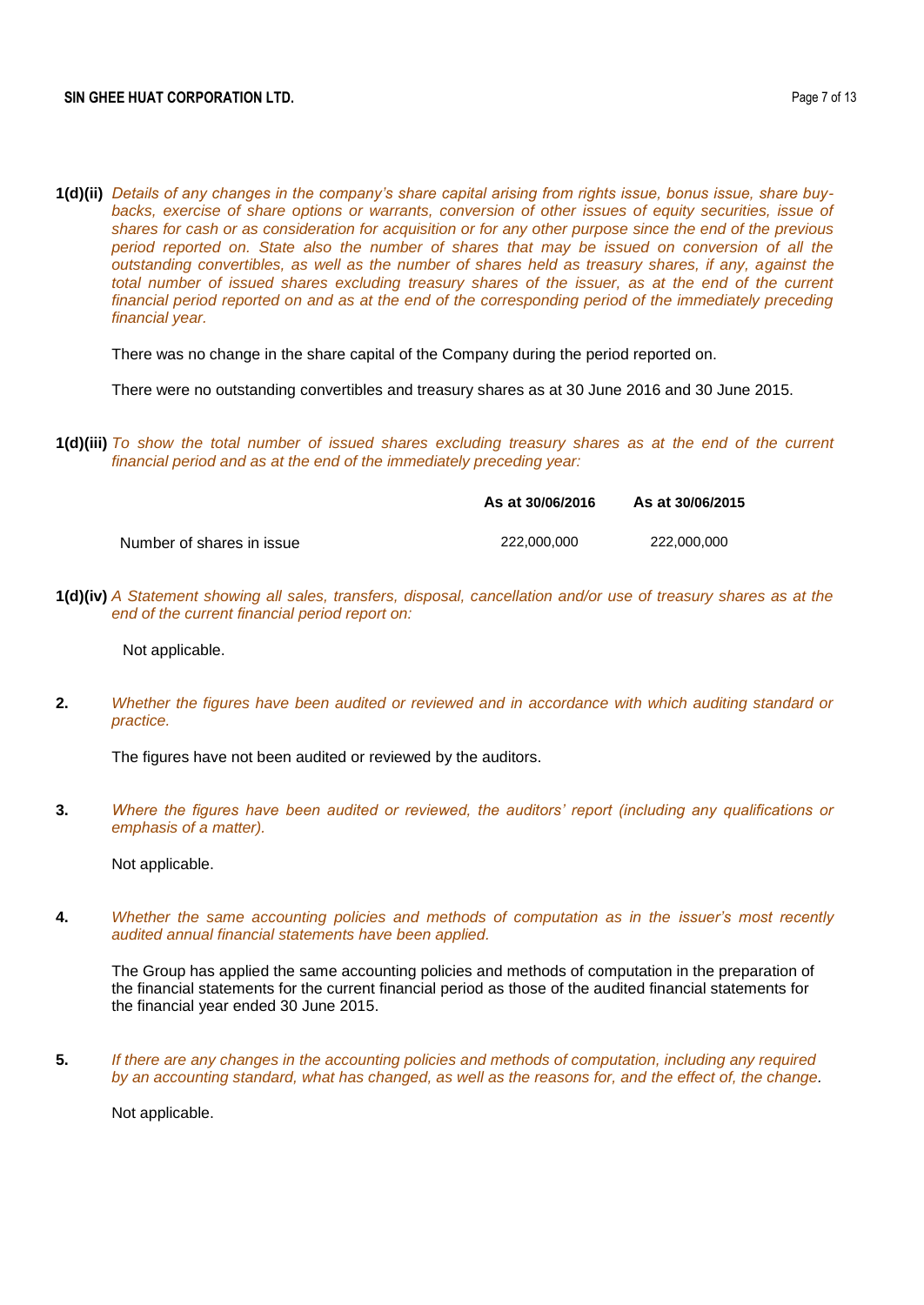**1(d)(ii)** *Details of any changes in the company's share capital arising from rights issue, bonus issue, share buy-backs, exercise of share options or warrants, conversion of other issues of equity securities, issue of shares for cash or as consideration for acquisition or for any other purpose since the end of the previous period reported on. State also the number of shares that may be issued on conversion of all the outstanding convertibles, as well as the number of shares held as treasury shares, if any, against the total number of issued shares excluding treasury shares of the issuer, as at the end of the current financial period reported on and as at the end of the corresponding period of the immediately preceding financial year.*

There was no change in the share capital of the Company during the period reported on.

There were no outstanding convertibles and treasury shares as at 30 June 2016 and 30 June 2015.

**1(d)(iii)** *To show the total number of issued shares excluding treasury shares as at the end of the current financial period and as at the end of the immediately preceding year:*

| | **As at 30/06/2016** | **As at 30/06/2015** |
|---|---|---|
| Number of shares in issue | 222,000,000 | 222,000,000 |

**1(d)(iv)** *A Statement showing all sales, transfers, disposal, cancellation and/or use of treasury shares as at the end of the current financial period report on:*

Not applicable.

**2.** *Whether the figures have been audited or reviewed and in accordance with which auditing standard or practice.*

The figures have not been audited or reviewed by the auditors.

**3.** *Where the figures have been audited or reviewed, the auditors' report (including any qualifications or emphasis of a matter).*

Not applicable.

**4.** *Whether the same accounting policies and methods of computation as in the issuer's most recently audited annual financial statements have been applied.*

The Group has applied the same accounting policies and methods of computation in the preparation of the financial statements for the current financial period as those of the audited financial statements for the financial year ended 30 June 2015.

**5.** *If there are any changes in the accounting policies and methods of computation, including any required by an accounting standard, what has changed, as well as the reasons for, and the effect of, the change.*

Not applicable.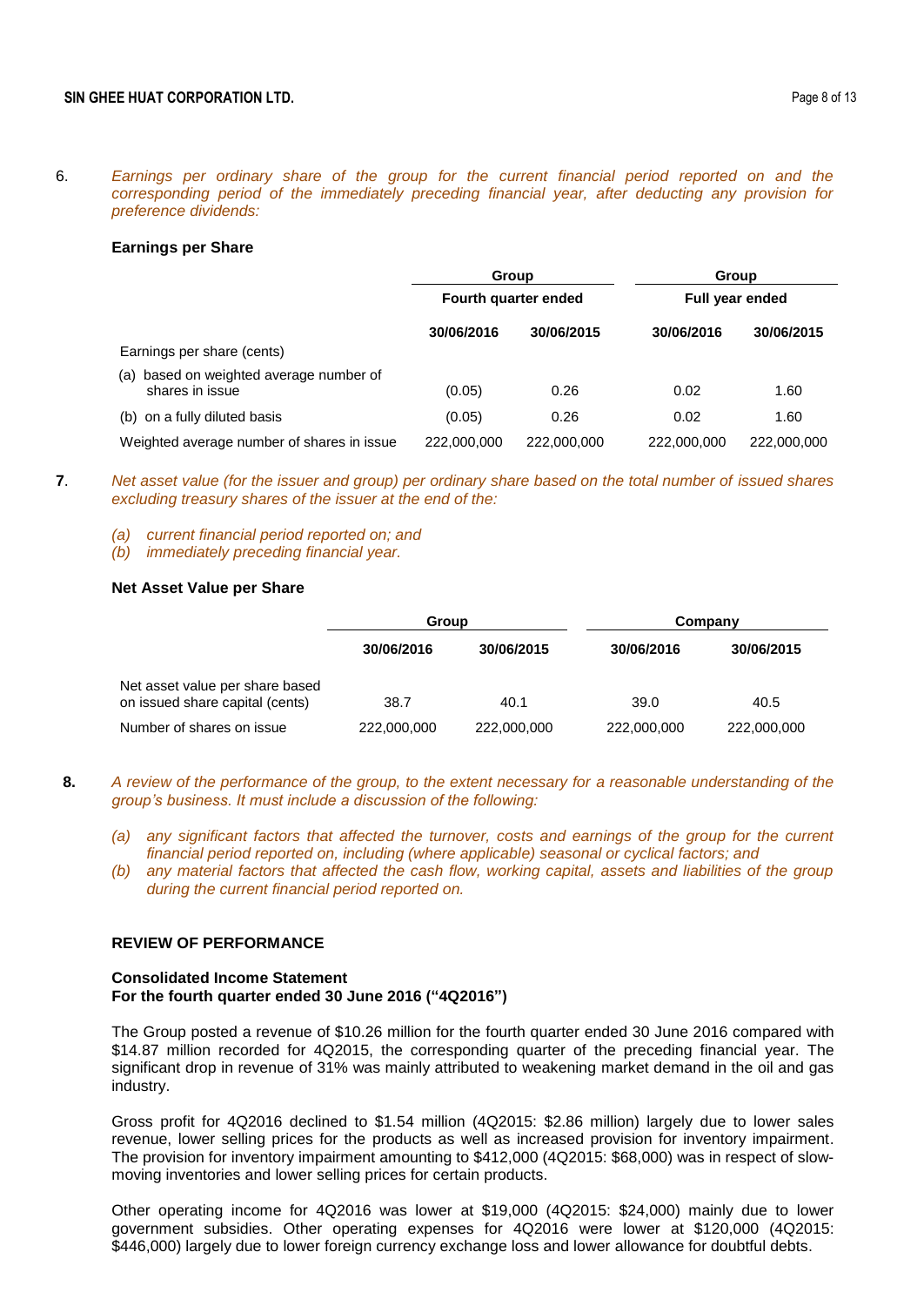6. *Earnings per ordinary share of the group for the current financial period reported on and the corresponding period of the immediately preceding financial year, after deducting any provision for preference dividends:*

**Earnings per Share**

| | Group | | Group | |
|---|---|---|---|---|
| | Fourth quarter ended | | Full year ended | |
| | 30/06/2016 | 30/06/2015 | 30/06/2016 | 30/06/2015 |
| Earnings per share (cents) | | | | |
| (a) based on weighted average number of shares in issue | (0.05) | 0.26 | 0.02 | 1.60 |
| (b) on a fully diluted basis | (0.05) | 0.26 | 0.02 | 1.60 |
| Weighted average number of shares in issue | 222,000,000 | 222,000,000 | 222,000,000 | 222,000,000 |

**7**. *Net asset value (for the issuer and group) per ordinary share based on the total number of issued shares excluding treasury shares of the issuer at the end of the:*

*(a) current financial period reported on; and*
*(b) immediately preceding financial year.*

**Net Asset Value per Share**

| | Group | | Company | |
|---|---|---|---|---|
| | 30/06/2016 | 30/06/2015 | 30/06/2016 | 30/06/2015 |
| Net asset value per share based on issued share capital (cents) | 38.7 | 40.1 | 39.0 | 40.5 |
| Number of shares on issue | 222,000,000 | 222,000,000 | 222,000,000 | 222,000,000 |

**8.** *A review of the performance of the group, to the extent necessary for a reasonable understanding of the group's business. It must include a discussion of the following:*

*(a) any significant factors that affected the turnover, costs and earnings of the group for the current financial period reported on, including (where applicable) seasonal or cyclical factors; and*
*(b) any material factors that affected the cash flow, working capital, assets and liabilities of the group during the current financial period reported on.*

**REVIEW OF PERFORMANCE**

**Consolidated Income Statement**
**For the fourth quarter ended 30 June 2016 ("4Q2016")**

The Group posted a revenue of $10.26 million for the fourth quarter ended 30 June 2016 compared with $14.87 million recorded for 4Q2015, the corresponding quarter of the preceding financial year. The significant drop in revenue of 31% was mainly attributed to weakening market demand in the oil and gas industry.

Gross profit for 4Q2016 declined to $1.54 million (4Q2015: $2.86 million) largely due to lower sales revenue, lower selling prices for the products as well as increased provision for inventory impairment. The provision for inventory impairment amounting to $412,000 (4Q2015: $68,000) was in respect of slow-moving inventories and lower selling prices for certain products.

Other operating income for 4Q2016 was lower at $19,000 (4Q2015: $24,000) mainly due to lower government subsidies. Other operating expenses for 4Q2016 were lower at $120,000 (4Q2015: $446,000) largely due to lower foreign currency exchange loss and lower allowance for doubtful debts.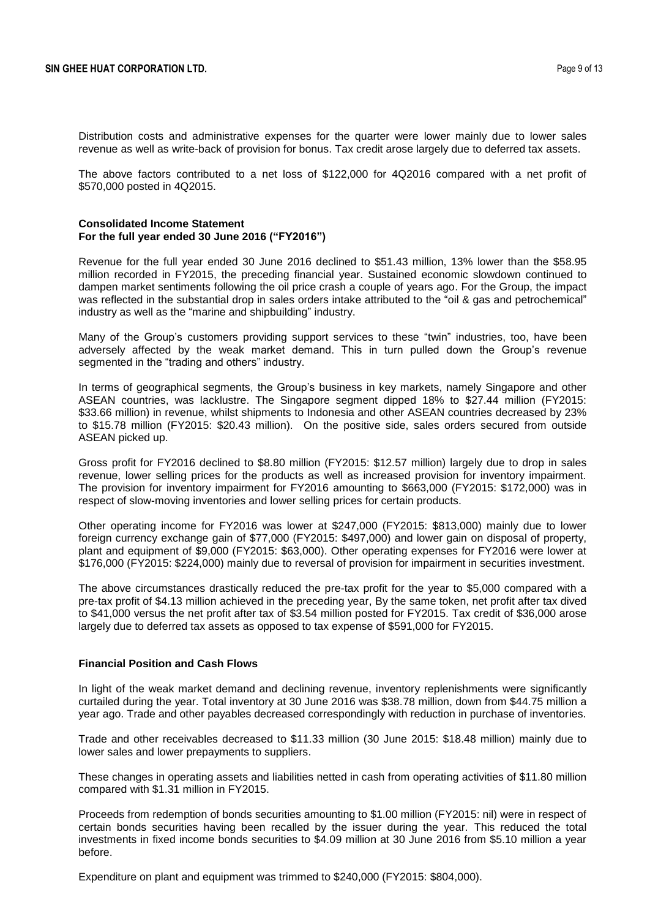Distribution costs and administrative expenses for the quarter were lower mainly due to lower sales revenue as well as write-back of provision for bonus. Tax credit arose largely due to deferred tax assets.

The above factors contributed to a net loss of $122,000 for 4Q2016 compared with a net profit of $570,000 posted in 4Q2015.

**Consolidated Income Statement**
**For the full year ended 30 June 2016 ("FY2016")**

Revenue for the full year ended 30 June 2016 declined to $51.43 million, 13% lower than the $58.95 million recorded in FY2015, the preceding financial year. Sustained economic slowdown continued to dampen market sentiments following the oil price crash a couple of years ago. For the Group, the impact was reflected in the substantial drop in sales orders intake attributed to the "oil & gas and petrochemical" industry as well as the "marine and shipbuilding" industry.

Many of the Group's customers providing support services to these "twin" industries, too, have been adversely affected by the weak market demand. This in turn pulled down the Group's revenue segmented in the "trading and others" industry.

In terms of geographical segments, the Group's business in key markets, namely Singapore and other ASEAN countries, was lacklustre. The Singapore segment dipped 18% to $27.44 million (FY2015: $33.66 million) in revenue, whilst shipments to Indonesia and other ASEAN countries decreased by 23% to $15.78 million (FY2015: $20.43 million). On the positive side, sales orders secured from outside ASEAN picked up.

Gross profit for FY2016 declined to $8.80 million (FY2015: $12.57 million) largely due to drop in sales revenue, lower selling prices for the products as well as increased provision for inventory impairment. The provision for inventory impairment for FY2016 amounting to $663,000 (FY2015: $172,000) was in respect of slow-moving inventories and lower selling prices for certain products.

Other operating income for FY2016 was lower at $247,000 (FY2015: $813,000) mainly due to lower foreign currency exchange gain of $77,000 (FY2015: $497,000) and lower gain on disposal of property, plant and equipment of $9,000 (FY2015: $63,000). Other operating expenses for FY2016 were lower at $176,000 (FY2015: $224,000) mainly due to reversal of provision for impairment in securities investment.

The above circumstances drastically reduced the pre-tax profit for the year to $5,000 compared with a pre-tax profit of $4.13 million achieved in the preceding year, By the same token, net profit after tax dived to $41,000 versus the net profit after tax of $3.54 million posted for FY2015. Tax credit of $36,000 arose largely due to deferred tax assets as opposed to tax expense of $591,000 for FY2015.

**Financial Position and Cash Flows**

In light of the weak market demand and declining revenue, inventory replenishments were significantly curtailed during the year. Total inventory at 30 June 2016 was $38.78 million, down from $44.75 million a year ago. Trade and other payables decreased correspondingly with reduction in purchase of inventories.

Trade and other receivables decreased to $11.33 million (30 June 2015: $18.48 million) mainly due to lower sales and lower prepayments to suppliers.

These changes in operating assets and liabilities netted in cash from operating activities of $11.80 million compared with $1.31 million in FY2015.

Proceeds from redemption of bonds securities amounting to $1.00 million (FY2015: nil) were in respect of certain bonds securities having been recalled by the issuer during the year. This reduced the total investments in fixed income bonds securities to $4.09 million at 30 June 2016 from $5.10 million a year before.

Expenditure on plant and equipment was trimmed to $240,000 (FY2015: $804,000).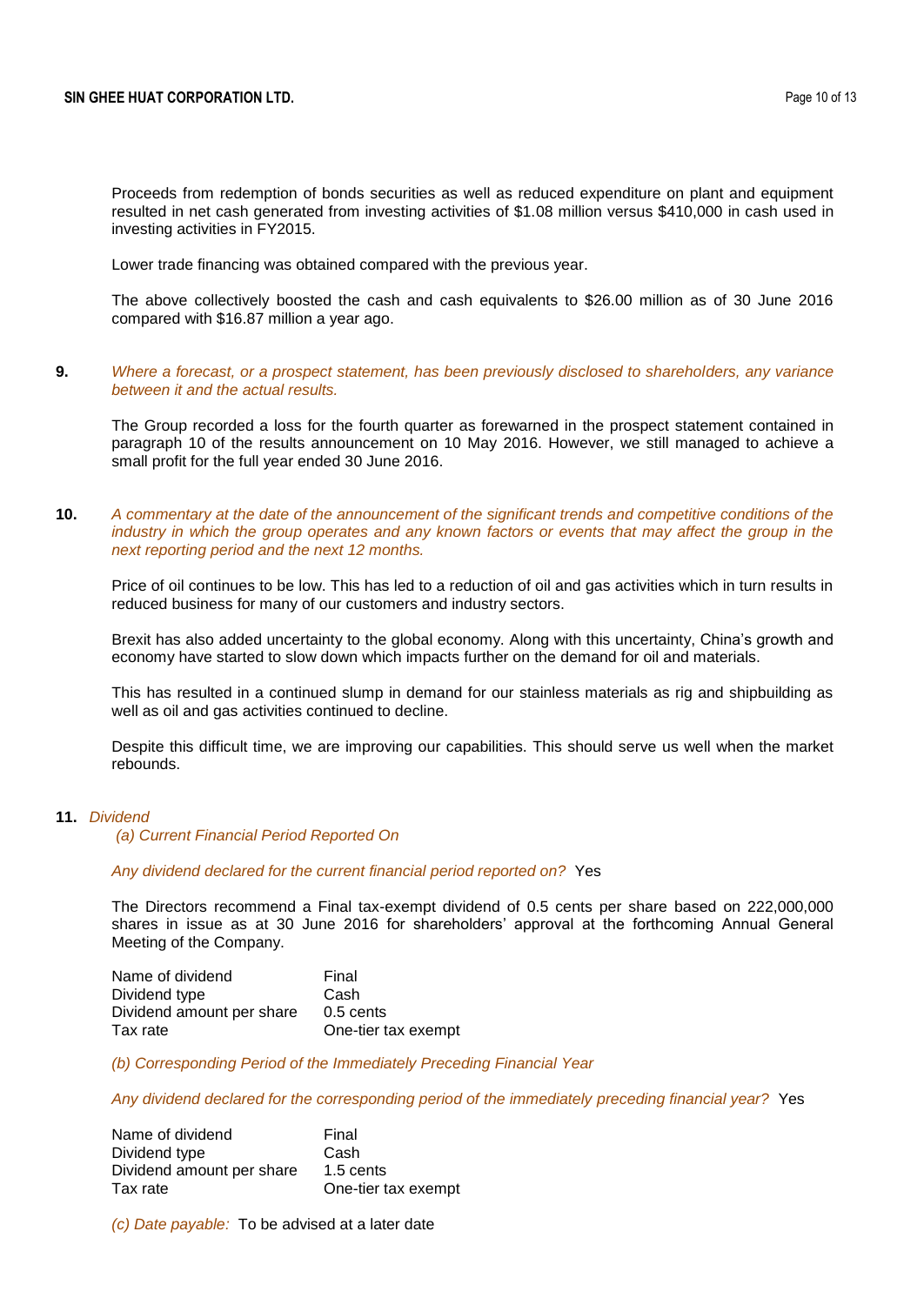Proceeds from redemption of bonds securities as well as reduced expenditure on plant and equipment resulted in net cash generated from investing activities of $1.08 million versus $410,000 in cash used in investing activities in FY2015.

Lower trade financing was obtained compared with the previous year.

The above collectively boosted the cash and cash equivalents to $26.00 million as of 30 June 2016 compared with $16.87 million a year ago.

**9.** *Where a forecast, or a prospect statement, has been previously disclosed to shareholders, any variance between it and the actual results.*

The Group recorded a loss for the fourth quarter as forewarned in the prospect statement contained in paragraph 10 of the results announcement on 10 May 2016. However, we still managed to achieve a small profit for the full year ended 30 June 2016.

**10.** *A commentary at the date of the announcement of the significant trends and competitive conditions of the industry in which the group operates and any known factors or events that may affect the group in the next reporting period and the next 12 months.*

Price of oil continues to be low. This has led to a reduction of oil and gas activities which in turn results in reduced business for many of our customers and industry sectors.

Brexit has also added uncertainty to the global economy. Along with this uncertainty, China's growth and economy have started to slow down which impacts further on the demand for oil and materials.

This has resulted in a continued slump in demand for our stainless materials as rig and shipbuilding as well as oil and gas activities continued to decline.

Despite this difficult time, we are improving our capabilities. This should serve us well when the market rebounds.

**11.** *Dividend*

*(a) Current Financial Period Reported On*

*Any dividend declared for the current financial period reported on?* Yes

The Directors recommend a Final tax-exempt dividend of 0.5 cents per share based on 222,000,000 shares in issue as at 30 June 2016 for shareholders' approval at the forthcoming Annual General Meeting of the Company.

| | |
|---|---|
| Name of dividend | Final |
| Dividend type | Cash |
| Dividend amount per share | 0.5 cents |
| Tax rate | One-tier tax exempt |

*(b) Corresponding Period of the Immediately Preceding Financial Year*

*Any dividend declared for the corresponding period of the immediately preceding financial year?* Yes

| | |
|---|---|
| Name of dividend | Final |
| Dividend type | Cash |
| Dividend amount per share | 1.5 cents |
| Tax rate | One-tier tax exempt |

*(c) Date payable:* To be advised at a later date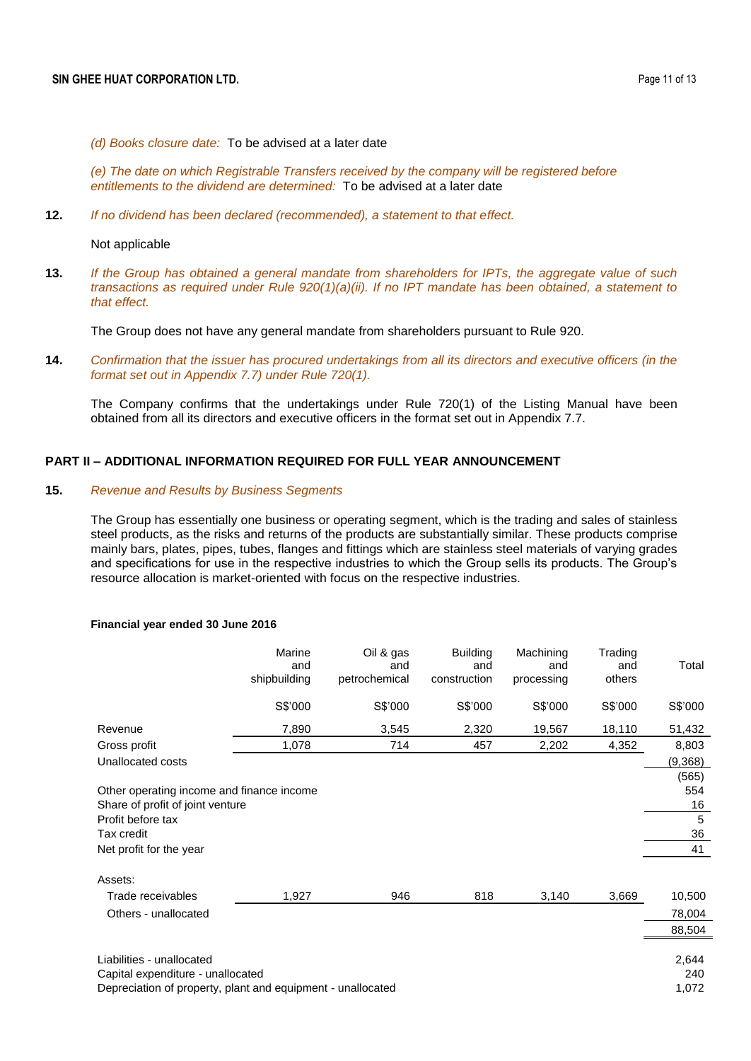*(d) Books closure date:* To be advised at a later date

*(e) The date on which Registrable Transfers received by the company will be registered before entitlements to the dividend are determined:* To be advised at a later date

**12.** *If no dividend has been declared (recommended), a statement to that effect.*

Not applicable

**13.** *If the Group has obtained a general mandate from shareholders for IPTs, the aggregate value of such transactions as required under Rule 920(1)(a)(ii). If no IPT mandate has been obtained, a statement to that effect.*

The Group does not have any general mandate from shareholders pursuant to Rule 920.

**14.** *Confirmation that the issuer has procured undertakings from all its directors and executive officers (in the format set out in Appendix 7.7) under Rule 720(1).*

The Company confirms that the undertakings under Rule 720(1) of the Listing Manual have been obtained from all its directors and executive officers in the format set out in Appendix 7.7.

## PART II – ADDITIONAL INFORMATION REQUIRED FOR FULL YEAR ANNOUNCEMENT

**15.** *Revenue and Results by Business Segments*

The Group has essentially one business or operating segment, which is the trading and sales of stainless steel products, as the risks and returns of the products are substantially similar. These products comprise mainly bars, plates, pipes, tubes, flanges and fittings which are stainless steel materials of varying grades and specifications for use in the respective industries to which the Group sells its products. The Group's resource allocation is market-oriented with focus on the respective industries.

**Financial year ended 30 June 2016**

| | Marine and shipbuilding | Oil & gas and petrochemical | Building and construction | Machining and processing | Trading and others | Total |
|---|---|---|---|---|---|---|
| | S$'000 | S$'000 | S$'000 | S$'000 | S$'000 | S$'000 |
| Revenue | 7,890 | 3,545 | 2,320 | 19,567 | 18,110 | 51,432 |
| Gross profit | 1,078 | 714 | 457 | 2,202 | 4,352 | 8,803 |
| Unallocated costs | | | | | | (9,368) |
| | | | | | | (565) |
| Other operating income and finance income | | | | | | 554 |
| Share of profit of joint venture | | | | | | 16 |
| Profit before tax | | | | | | 5 |
| Tax credit | | | | | | 36 |
| Net profit for the year | | | | | | 41 |
| Assets: | | | | | | |
| Trade receivables | 1,927 | 946 | 818 | 3,140 | 3,669 | 10,500 |
| Others - unallocated | | | | | | 78,004 |
| | | | | | | 88,504 |
| Liabilities - unallocated | | | | | | 2,644 |
| Capital expenditure - unallocated | | | | | | 240 |
| Depreciation of property, plant and equipment - unallocated | | | | | | 1,072 |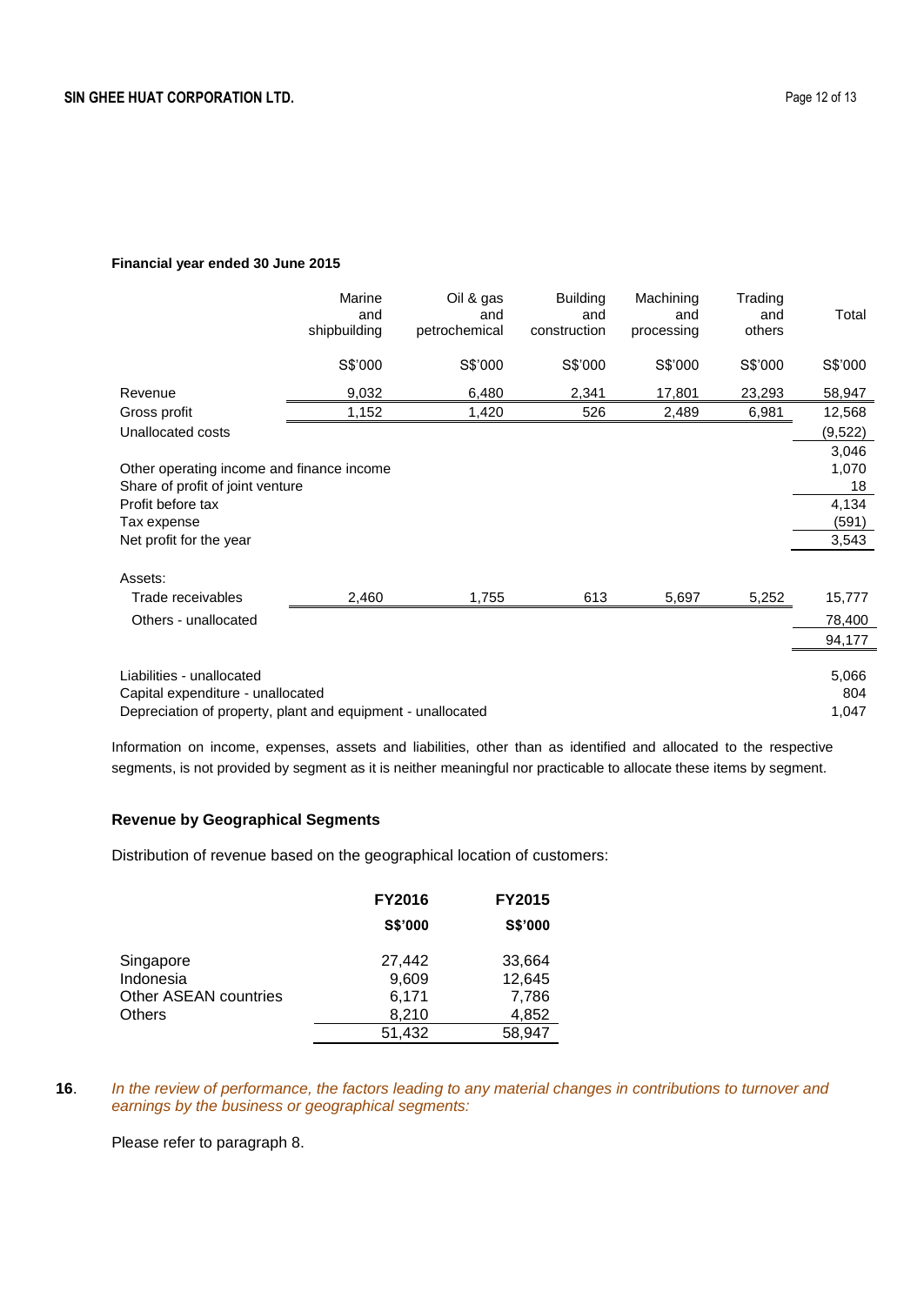**Financial year ended 30 June 2015**

| | Marine and shipbuilding | Oil & gas and petrochemical | Building and construction | Machining and processing | Trading and others | Total |
|---|---|---|---|---|---|---|
| | S$'000 | S$'000 | S$'000 | S$'000 | S$'000 | S$'000 |
| Revenue | 9,032 | 6,480 | 2,341 | 17,801 | 23,293 | 58,947 |
| Gross profit | 1,152 | 1,420 | 526 | 2,489 | 6,981 | 12,568 |
| Unallocated costs | | | | | | (9,522) |
| | | | | | | 3,046 |
| Other operating income and finance income | | | | | | 1,070 |
| Share of profit of joint venture | | | | | | 18 |
| Profit before tax | | | | | | 4,134 |
| Tax expense | | | | | | (591) |
| Net profit for the year | | | | | | 3,543 |
| | | | | | | |
| Assets: | | | | | | |
| Trade receivables | 2,460 | 1,755 | 613 | 5,697 | 5,252 | 15,777 |
| Others - unallocated | | | | | | 78,400 |
| | | | | | | 94,177 |
| | | | | | | |
| Liabilities - unallocated | | | | | | 5,066 |
| Capital expenditure - unallocated | | | | | | 804 |
| Depreciation of property, plant and equipment - unallocated | | | | | | 1,047 |

Information on income, expenses, assets and liabilities, other than as identified and allocated to the respective segments, is not provided by segment as it is neither meaningful nor practicable to allocate these items by segment.

**Revenue by Geographical Segments**

Distribution of revenue based on the geographical location of customers:

| | FY2016 | FY2015 |
|---|---|---|
| | S$'000 | S$'000 |
| Singapore | 27,442 | 33,664 |
| Indonesia | 9,609 | 12,645 |
| Other ASEAN countries | 6,171 | 7,786 |
| Others | 8,210 | 4,852 |
| | 51,432 | 58,947 |

**16**. *In the review of performance, the factors leading to any material changes in contributions to turnover and earnings by the business or geographical segments:*

Please refer to paragraph 8.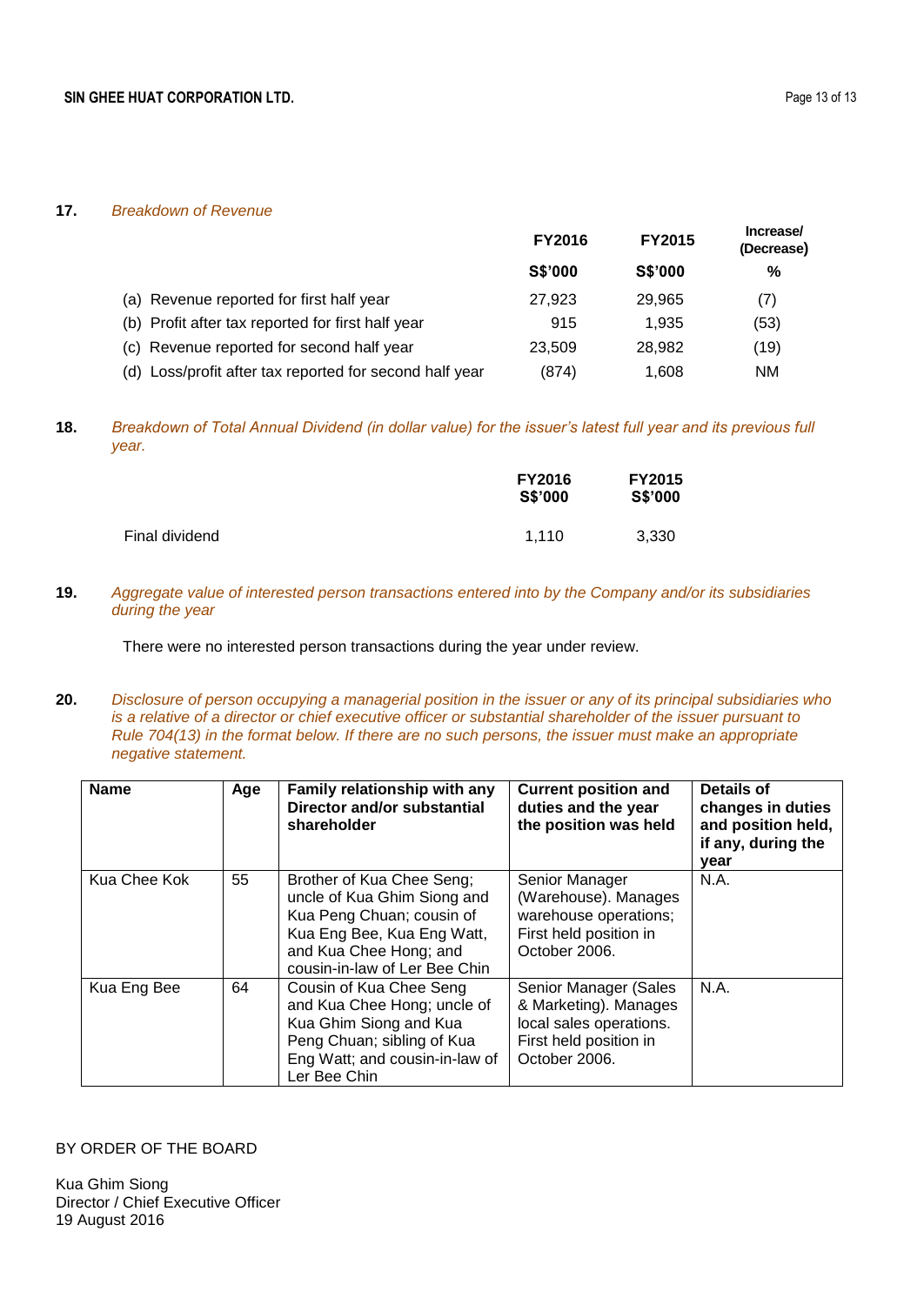**17.** *Breakdown of Revenue*

| | FY2016 | FY2015 | Increase/ (Decrease) |
|---|---|---|---|
| | S$'000 | S$'000 | % |
| (a) Revenue reported for first half year | 27,923 | 29,965 | (7) |
| (b) Profit after tax reported for first half year | 915 | 1,935 | (53) |
| (c) Revenue reported for second half year | 23,509 | 28,982 | (19) |
| (d) Loss/profit after tax reported for second half year | (874) | 1,608 | NM |

**18.** *Breakdown of Total Annual Dividend (in dollar value) for the issuer's latest full year and its previous full year.*

| | FY2016 S$'000 | FY2015 S$'000 |
|---|---|---|
| Final dividend | 1,110 | 3,330 |

**19.** *Aggregate value of interested person transactions entered into by the Company and/or its subsidiaries during the year*

There were no interested person transactions during the year under review.

**20.** *Disclosure of person occupying a managerial position in the issuer or any of its principal subsidiaries who is a relative of a director or chief executive officer or substantial shareholder of the issuer pursuant to Rule 704(13) in the format below. If there are no such persons, the issuer must make an appropriate negative statement.*

| Name | Age | Family relationship with any Director and/or substantial shareholder | Current position and duties and the year the position was held | Details of changes in duties and position held, if any, during the year |
|---|---|---|---|---|
| Kua Chee Kok | 55 | Brother of Kua Chee Seng; uncle of Kua Ghim Siong and Kua Peng Chuan; cousin of Kua Eng Bee, Kua Eng Watt, and Kua Chee Hong; and cousin-in-law of Ler Bee Chin | Senior Manager (Warehouse). Manages warehouse operations; First held position in October 2006. | N.A. |
| Kua Eng Bee | 64 | Cousin of Kua Chee Seng and Kua Chee Hong; uncle of Kua Ghim Siong and Kua Peng Chuan; sibling of Kua Eng Watt; and cousin-in-law of Ler Bee Chin | Senior Manager (Sales & Marketing). Manages local sales operations. First held position in October 2006. | N.A. |

BY ORDER OF THE BOARD

Kua Ghim Siong
Director / Chief Executive Officer
19 August 2016